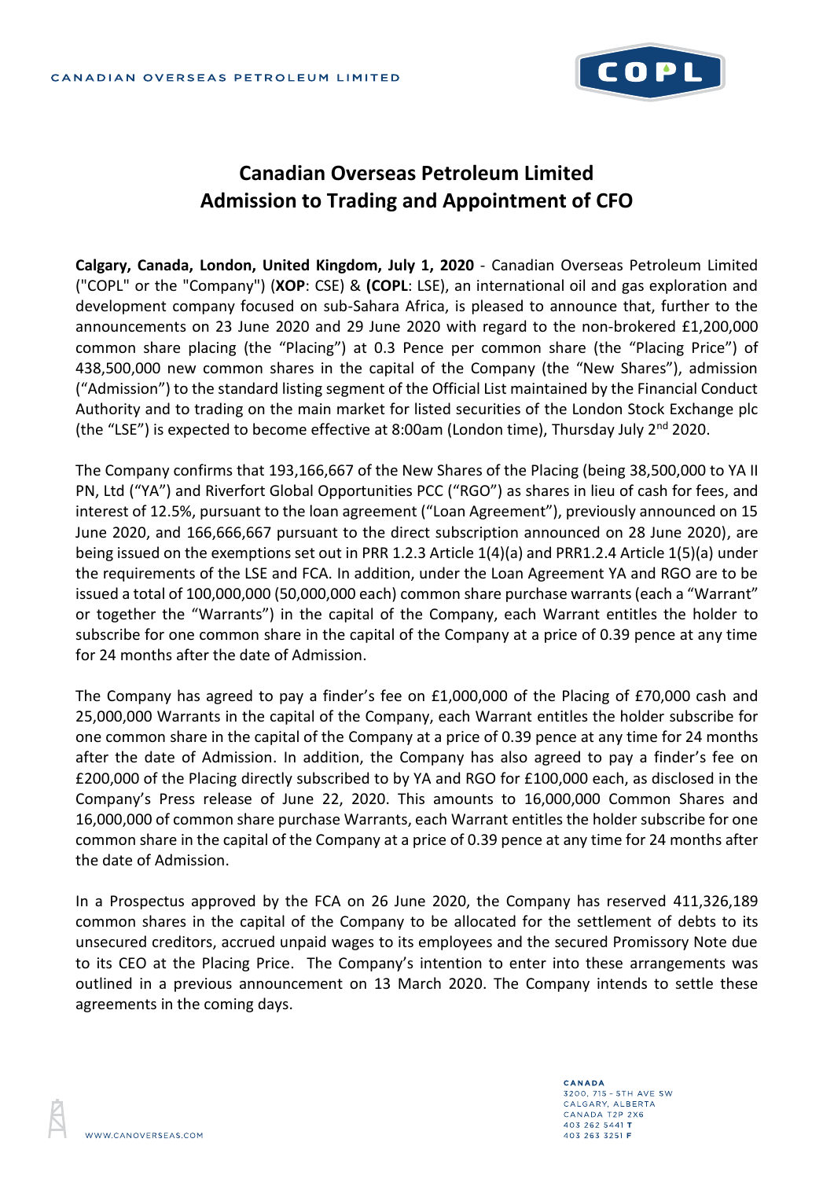# Canadian Overseas Petroleum Limited
# Admission to Trading and Appointment of CFO

**Calgary, Canada, London, United Kingdom, July 1, 2020** - Canadian Overseas Petroleum Limited ("COPL" or the "Company") (**XOP**: CSE) & **(COPL**: LSE), an international oil and gas exploration and development company focused on sub-Sahara Africa, is pleased to announce that, further to the announcements on 23 June 2020 and 29 June 2020 with regard to the non-brokered £1,200,000 common share placing (the "Placing") at 0.3 Pence per common share (the "Placing Price") of 438,500,000 new common shares in the capital of the Company (the "New Shares"), admission ("Admission") to the standard listing segment of the Official List maintained by the Financial Conduct Authority and to trading on the main market for listed securities of the London Stock Exchange plc (the "LSE") is expected to become effective at 8:00am (London time), Thursday July 2nd 2020.

The Company confirms that 193,166,667 of the New Shares of the Placing (being 38,500,000 to YA II PN, Ltd ("YA") and Riverfort Global Opportunities PCC ("RGO") as shares in lieu of cash for fees, and interest of 12.5%, pursuant to the loan agreement ("Loan Agreement"), previously announced on 15 June 2020, and 166,666,667 pursuant to the direct subscription announced on 28 June 2020), are being issued on the exemptions set out in PRR 1.2.3 Article 1(4)(a) and PRR1.2.4 Article 1(5)(a) under the requirements of the LSE and FCA. In addition, under the Loan Agreement YA and RGO are to be issued a total of 100,000,000 (50,000,000 each) common share purchase warrants (each a "Warrant" or together the "Warrants") in the capital of the Company, each Warrant entitles the holder to subscribe for one common share in the capital of the Company at a price of 0.39 pence at any time for 24 months after the date of Admission.

The Company has agreed to pay a finder's fee on £1,000,000 of the Placing of £70,000 cash and 25,000,000 Warrants in the capital of the Company, each Warrant entitles the holder subscribe for one common share in the capital of the Company at a price of 0.39 pence at any time for 24 months after the date of Admission. In addition, the Company has also agreed to pay a finder's fee on £200,000 of the Placing directly subscribed to by YA and RGO for £100,000 each, as disclosed in the Company's Press release of June 22, 2020. This amounts to 16,000,000 Common Shares and 16,000,000 of common share purchase Warrants, each Warrant entitles the holder subscribe for one common share in the capital of the Company at a price of 0.39 pence at any time for 24 months after the date of Admission.

In a Prospectus approved by the FCA on 26 June 2020, the Company has reserved 411,326,189 common shares in the capital of the Company to be allocated for the settlement of debts to its unsecured creditors, accrued unpaid wages to its employees and the secured Promissory Note due to its CEO at the Placing Price. The Company's intention to enter into these arrangements was outlined in a previous announcement on 13 March 2020. The Company intends to settle these agreements in the coming days.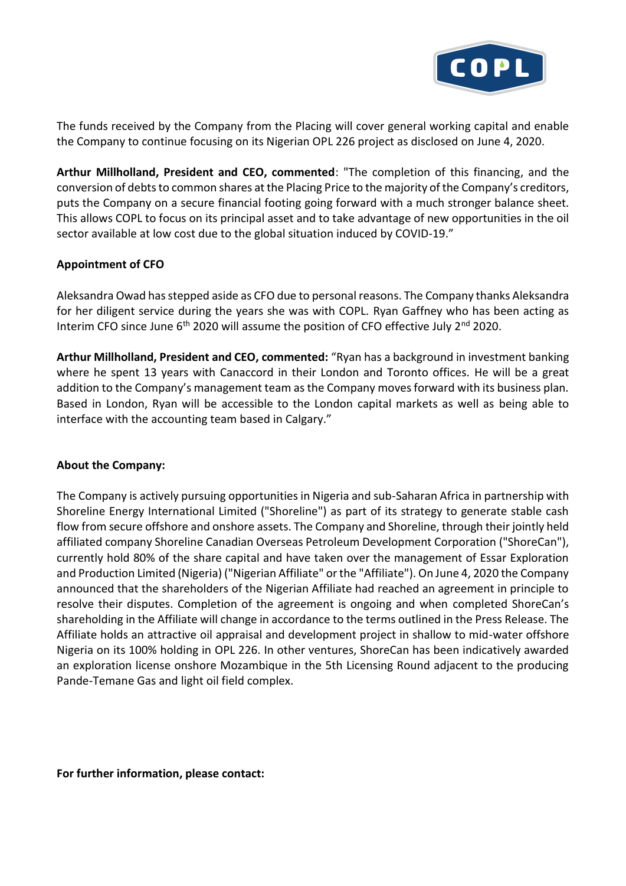The funds received by the Company from the Placing will cover general working capital and enable the Company to continue focusing on its Nigerian OPL 226 project as disclosed on June 4, 2020.

**Arthur Millholland, President and CEO, commented**: "The completion of this financing, and the conversion of debts to common shares at the Placing Price to the majority of the Company's creditors, puts the Company on a secure financial footing going forward with a much stronger balance sheet. This allows COPL to focus on its principal asset and to take advantage of new opportunities in the oil sector available at low cost due to the global situation induced by COVID-19."

**Appointment of CFO**

Aleksandra Owad has stepped aside as CFO due to personal reasons. The Company thanks Aleksandra for her diligent service during the years she was with COPL. Ryan Gaffney who has been acting as Interim CFO since June 6th 2020 will assume the position of CFO effective July 2nd 2020.

**Arthur Millholland, President and CEO, commented:** "Ryan has a background in investment banking where he spent 13 years with Canaccord in their London and Toronto offices. He will be a great addition to the Company's management team as the Company moves forward with its business plan. Based in London, Ryan will be accessible to the London capital markets as well as being able to interface with the accounting team based in Calgary."

**About the Company:**

The Company is actively pursuing opportunities in Nigeria and sub-Saharan Africa in partnership with Shoreline Energy International Limited ("Shoreline") as part of its strategy to generate stable cash flow from secure offshore and onshore assets. The Company and Shoreline, through their jointly held affiliated company Shoreline Canadian Overseas Petroleum Development Corporation ("ShoreCan"), currently hold 80% of the share capital and have taken over the management of Essar Exploration and Production Limited (Nigeria) ("Nigerian Affiliate" or the "Affiliate"). On June 4, 2020 the Company announced that the shareholders of the Nigerian Affiliate had reached an agreement in principle to resolve their disputes. Completion of the agreement is ongoing and when completed ShoreCan's shareholding in the Affiliate will change in accordance to the terms outlined in the Press Release. The Affiliate holds an attractive oil appraisal and development project in shallow to mid-water offshore Nigeria on its 100% holding in OPL 226. In other ventures, ShoreCan has been indicatively awarded an exploration license onshore Mozambique in the 5th Licensing Round adjacent to the producing Pande-Temane Gas and light oil field complex.

**For further information, please contact:**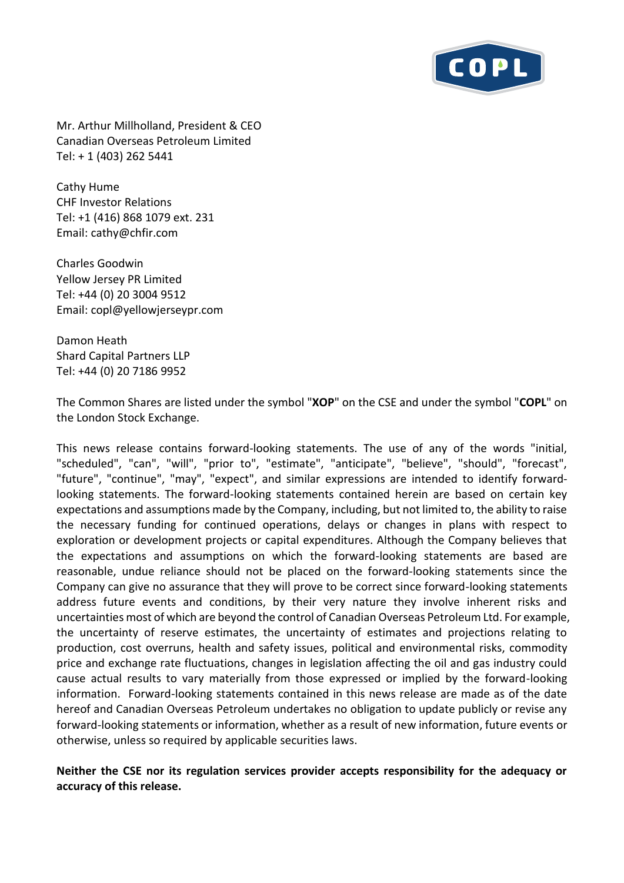Mr. Arthur Millholland, President & CEO
Canadian Overseas Petroleum Limited
Tel: + 1 (403) 262 5441

Cathy Hume
CHF Investor Relations
Tel: +1 (416) 868 1079 ext. 231
Email: cathy@chfir.com

Charles Goodwin
Yellow Jersey PR Limited
Tel: +44 (0) 20 3004 9512
Email: copl@yellowjerseypr.com

Damon Heath
Shard Capital Partners LLP
Tel: +44 (0) 20 7186 9952

The Common Shares are listed under the symbol "**XOP**" on the CSE and under the symbol "**COPL**" on the London Stock Exchange.

This news release contains forward-looking statements. The use of any of the words "initial, "scheduled", "can", "will", "prior to", "estimate", "anticipate", "believe", "should", "forecast", "future", "continue", "may", "expect", and similar expressions are intended to identify forward-looking statements. The forward-looking statements contained herein are based on certain key expectations and assumptions made by the Company, including, but not limited to, the ability to raise the necessary funding for continued operations, delays or changes in plans with respect to exploration or development projects or capital expenditures. Although the Company believes that the expectations and assumptions on which the forward-looking statements are based are reasonable, undue reliance should not be placed on the forward-looking statements since the Company can give no assurance that they will prove to be correct since forward-looking statements address future events and conditions, by their very nature they involve inherent risks and uncertainties most of which are beyond the control of Canadian Overseas Petroleum Ltd. For example, the uncertainty of reserve estimates, the uncertainty of estimates and projections relating to production, cost overruns, health and safety issues, political and environmental risks, commodity price and exchange rate fluctuations, changes in legislation affecting the oil and gas industry could cause actual results to vary materially from those expressed or implied by the forward-looking information. Forward-looking statements contained in this news release are made as of the date hereof and Canadian Overseas Petroleum undertakes no obligation to update publicly or revise any forward-looking statements or information, whether as a result of new information, future events or otherwise, unless so required by applicable securities laws.

**Neither the CSE nor its regulation services provider accepts responsibility for the adequacy or accuracy of this release.**